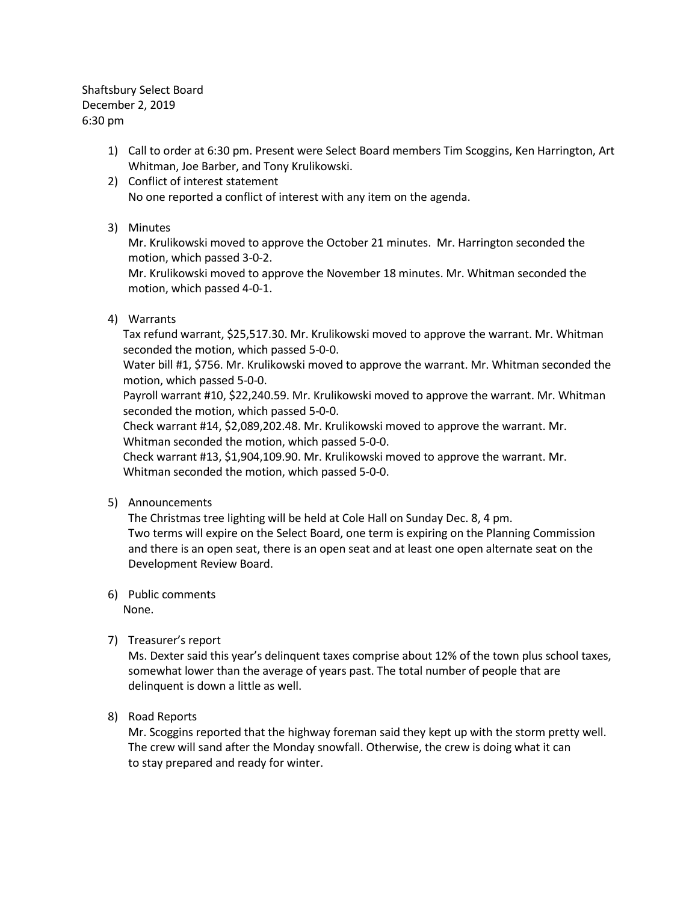Shaftsbury Select Board
December 2, 2019
6:30 pm

1) Call to order at 6:30 pm. Present were Select Board members Tim Scoggins, Ken Harrington, Art Whitman, Joe Barber, and Tony Krulikowski.

2) Conflict of interest statement
   No one reported a conflict of interest with any item on the agenda.

3) Minutes
   Mr. Krulikowski moved to approve the October 21 minutes. Mr. Harrington seconded the motion, which passed 3-0-2.
   Mr. Krulikowski moved to approve the November 18 minutes. Mr. Whitman seconded the motion, which passed 4-0-1.

4) Warrants
   Tax refund warrant, $25,517.30. Mr. Krulikowski moved to approve the warrant. Mr. Whitman seconded the motion, which passed 5-0-0.
   Water bill #1, $756. Mr. Krulikowski moved to approve the warrant. Mr. Whitman seconded the motion, which passed 5-0-0.
   Payroll warrant #10, $22,240.59. Mr. Krulikowski moved to approve the warrant. Mr. Whitman seconded the motion, which passed 5-0-0.
   Check warrant #14, $2,089,202.48. Mr. Krulikowski moved to approve the warrant. Mr. Whitman seconded the motion, which passed 5-0-0.
   Check warrant #13, $1,904,109.90. Mr. Krulikowski moved to approve the warrant. Mr. Whitman seconded the motion, which passed 5-0-0.

5) Announcements
   The Christmas tree lighting will be held at Cole Hall on Sunday Dec. 8, 4 pm.
   Two terms will expire on the Select Board, one term is expiring on the Planning Commission and there is an open seat, there is an open seat and at least one open alternate seat on the Development Review Board.

6) Public comments
   None.

7) Treasurer's report
   Ms. Dexter said this year's delinquent taxes comprise about 12% of the town plus school taxes, somewhat lower than the average of years past. The total number of people that are delinquent is down a little as well.

8) Road Reports
   Mr. Scoggins reported that the highway foreman said they kept up with the storm pretty well. The crew will sand after the Monday snowfall. Otherwise, the crew is doing what it can to stay prepared and ready for winter.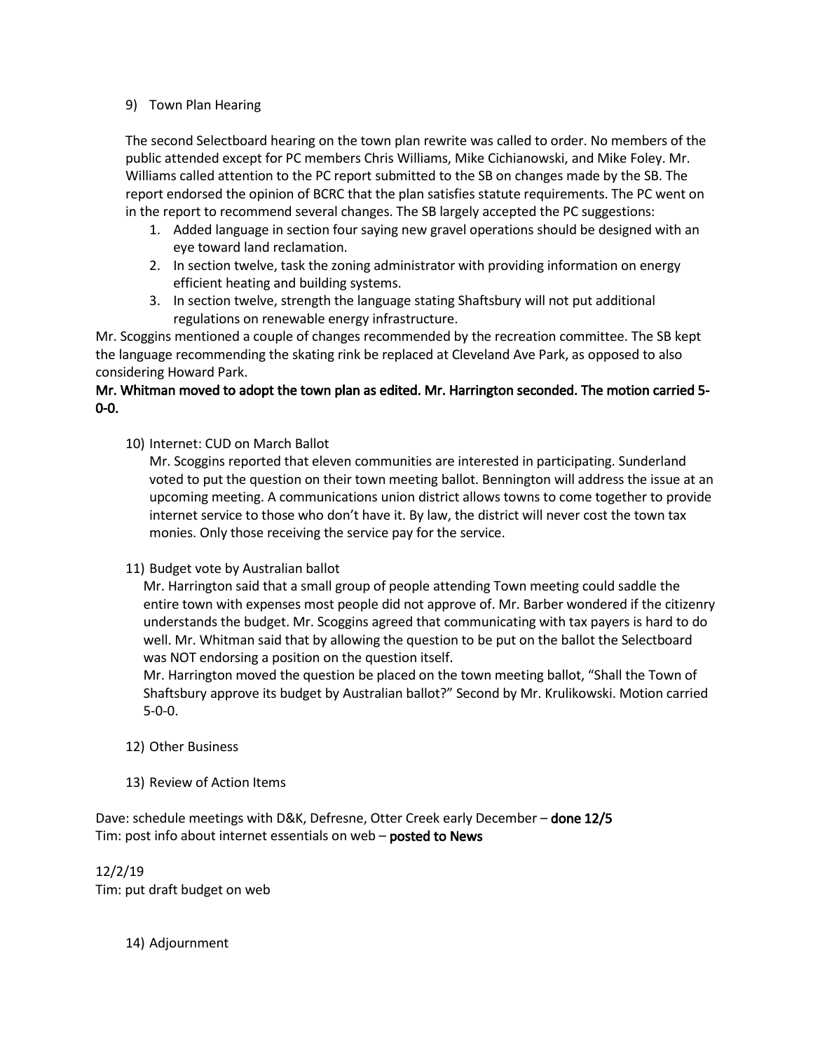9) Town Plan Hearing

The second Selectboard hearing on the town plan rewrite was called to order. No members of the public attended except for PC members Chris Williams, Mike Cichianowski, and Mike Foley. Mr. Williams called attention to the PC report submitted to the SB on changes made by the SB. The report endorsed the opinion of BCRC that the plan satisfies statute requirements. The PC went on in the report to recommend several changes. The SB largely accepted the PC suggestions:

1. Added language in section four saying new gravel operations should be designed with an eye toward land reclamation.
2. In section twelve, task the zoning administrator with providing information on energy efficient heating and building systems.
3. In section twelve, strength the language stating Shaftsbury will not put additional regulations on renewable energy infrastructure.

Mr. Scoggins mentioned a couple of changes recommended by the recreation committee. The SB kept the language recommending the skating rink be replaced at Cleveland Ave Park, as opposed to also considering Howard Park.

**Mr. Whitman moved to adopt the town plan as edited. Mr. Harrington seconded. The motion carried 5-0-0.**

10) Internet: CUD on March Ballot

Mr. Scoggins reported that eleven communities are interested in participating. Sunderland voted to put the question on their town meeting ballot. Bennington will address the issue at an upcoming meeting. A communications union district allows towns to come together to provide internet service to those who don't have it. By law, the district will never cost the town tax monies. Only those receiving the service pay for the service.

11) Budget vote by Australian ballot

Mr. Harrington said that a small group of people attending Town meeting could saddle the entire town with expenses most people did not approve of. Mr. Barber wondered if the citizenry understands the budget. Mr. Scoggins agreed that communicating with tax payers is hard to do well. Mr. Whitman said that by allowing the question to be put on the ballot the Selectboard was NOT endorsing a position on the question itself.

Mr. Harrington moved the question be placed on the town meeting ballot, "Shall the Town of Shaftsbury approve its budget by Australian ballot?" Second by Mr. Krulikowski. Motion carried 5-0-0.

12) Other Business

13) Review of Action Items

Dave: schedule meetings with D&K, Defresne, Otter Creek early December – **done 12/5**
Tim: post info about internet essentials on web – **posted to News**

12/2/19
Tim: put draft budget on web

14) Adjournment